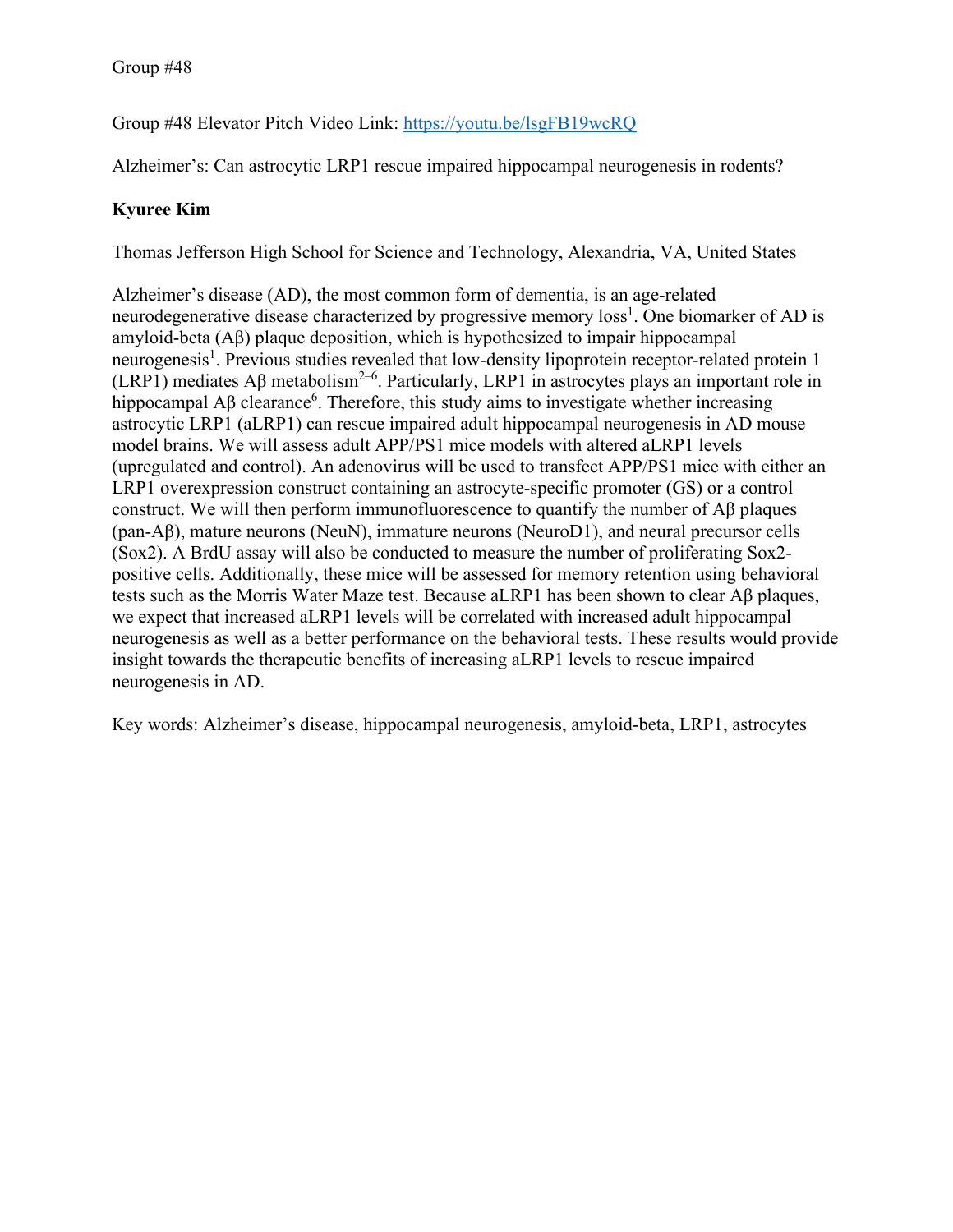Group #48

Group #48 Elevator Pitch Video Link: https://youtu.be/lsgFB19wcRQ

Alzheimer's: Can astrocytic LRP1 rescue impaired hippocampal neurogenesis in rodents?

**Kyuree Kim**

Thomas Jefferson High School for Science and Technology, Alexandria, VA, United States

Alzheimer's disease (AD), the most common form of dementia, is an age-related neurodegenerative disease characterized by progressive memory loss[1]. One biomarker of AD is amyloid-beta (Aβ) plaque deposition, which is hypothesized to impair hippocampal neurogenesis[1]. Previous studies revealed that low-density lipoprotein receptor-related protein 1 (LRP1) mediates Aβ metabolism[2–6]. Particularly, LRP1 in astrocytes plays an important role in hippocampal Aβ clearance[6]. Therefore, this study aims to investigate whether increasing astrocytic LRP1 (aLRP1) can rescue impaired adult hippocampal neurogenesis in AD mouse model brains. We will assess adult APP/PS1 mice models with altered aLRP1 levels (upregulated and control). An adenovirus will be used to transfect APP/PS1 mice with either an LRP1 overexpression construct containing an astrocyte-specific promoter (GS) or a control construct. We will then perform immunofluorescence to quantify the number of Aβ plaques (pan-Aβ), mature neurons (NeuN), immature neurons (NeuroD1), and neural precursor cells (Sox2). A BrdU assay will also be conducted to measure the number of proliferating Sox2-positive cells. Additionally, these mice will be assessed for memory retention using behavioral tests such as the Morris Water Maze test. Because aLRP1 has been shown to clear Aβ plaques, we expect that increased aLRP1 levels will be correlated with increased adult hippocampal neurogenesis as well as a better performance on the behavioral tests. These results would provide insight towards the therapeutic benefits of increasing aLRP1 levels to rescue impaired neurogenesis in AD.

Key words: Alzheimer's disease, hippocampal neurogenesis, amyloid-beta, LRP1, astrocytes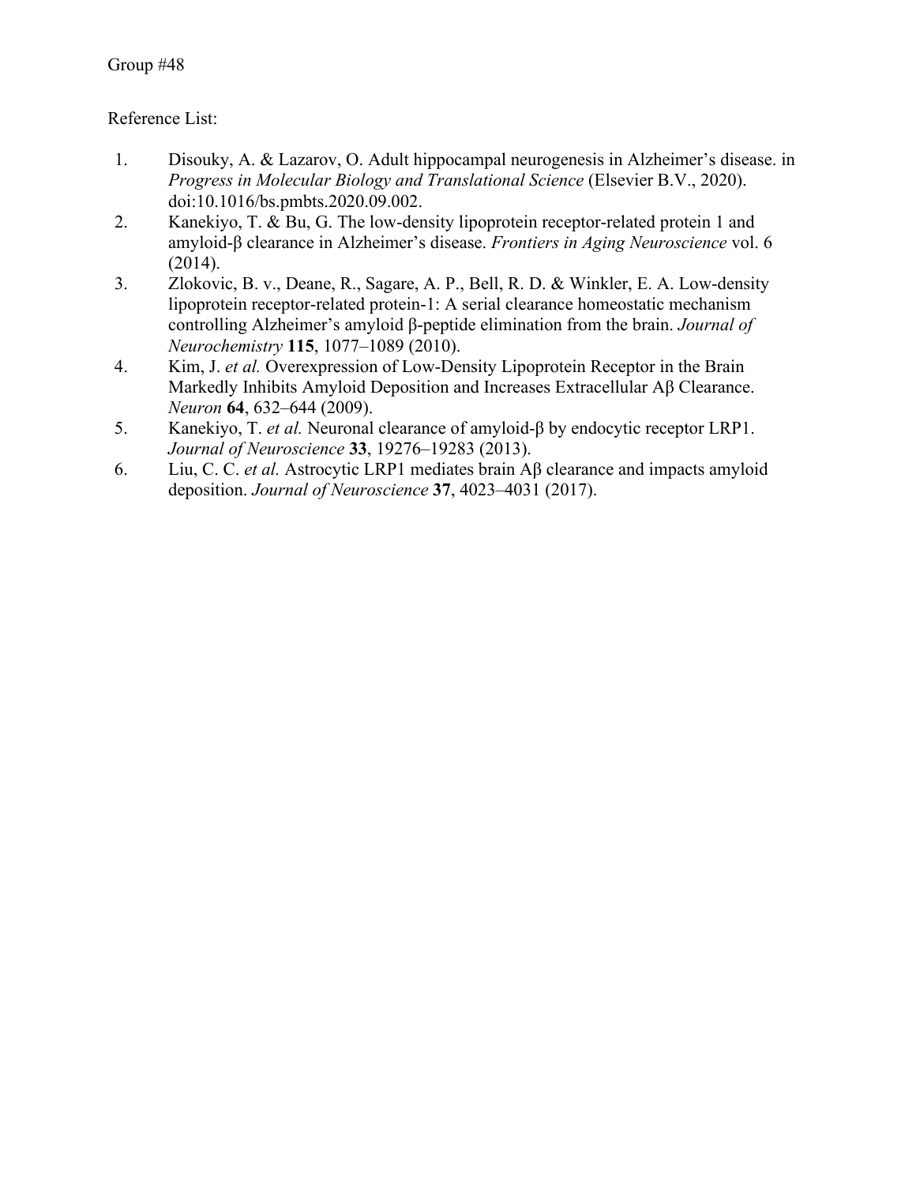Group #48

Reference List:

1. Disouky, A. & Lazarov, O. Adult hippocampal neurogenesis in Alzheimer's disease. in *Progress in Molecular Biology and Translational Science* (Elsevier B.V., 2020). doi:10.1016/bs.pmbts.2020.09.002.
2. Kanekiyo, T. & Bu, G. The low-density lipoprotein receptor-related protein 1 and amyloid-β clearance in Alzheimer's disease. *Frontiers in Aging Neuroscience* vol. 6 (2014).
3. Zlokovic, B. v., Deane, R., Sagare, A. P., Bell, R. D. & Winkler, E. A. Low-density lipoprotein receptor-related protein-1: A serial clearance homeostatic mechanism controlling Alzheimer's amyloid β-peptide elimination from the brain. *Journal of Neurochemistry* **115**, 1077–1089 (2010).
4. Kim, J. *et al.* Overexpression of Low-Density Lipoprotein Receptor in the Brain Markedly Inhibits Amyloid Deposition and Increases Extracellular Aβ Clearance. *Neuron* **64**, 632–644 (2009).
5. Kanekiyo, T. *et al.* Neuronal clearance of amyloid-β by endocytic receptor LRP1. *Journal of Neuroscience* **33**, 19276–19283 (2013).
6. Liu, C. C. *et al.* Astrocytic LRP1 mediates brain Aβ clearance and impacts amyloid deposition. *Journal of Neuroscience* **37**, 4023–4031 (2017).